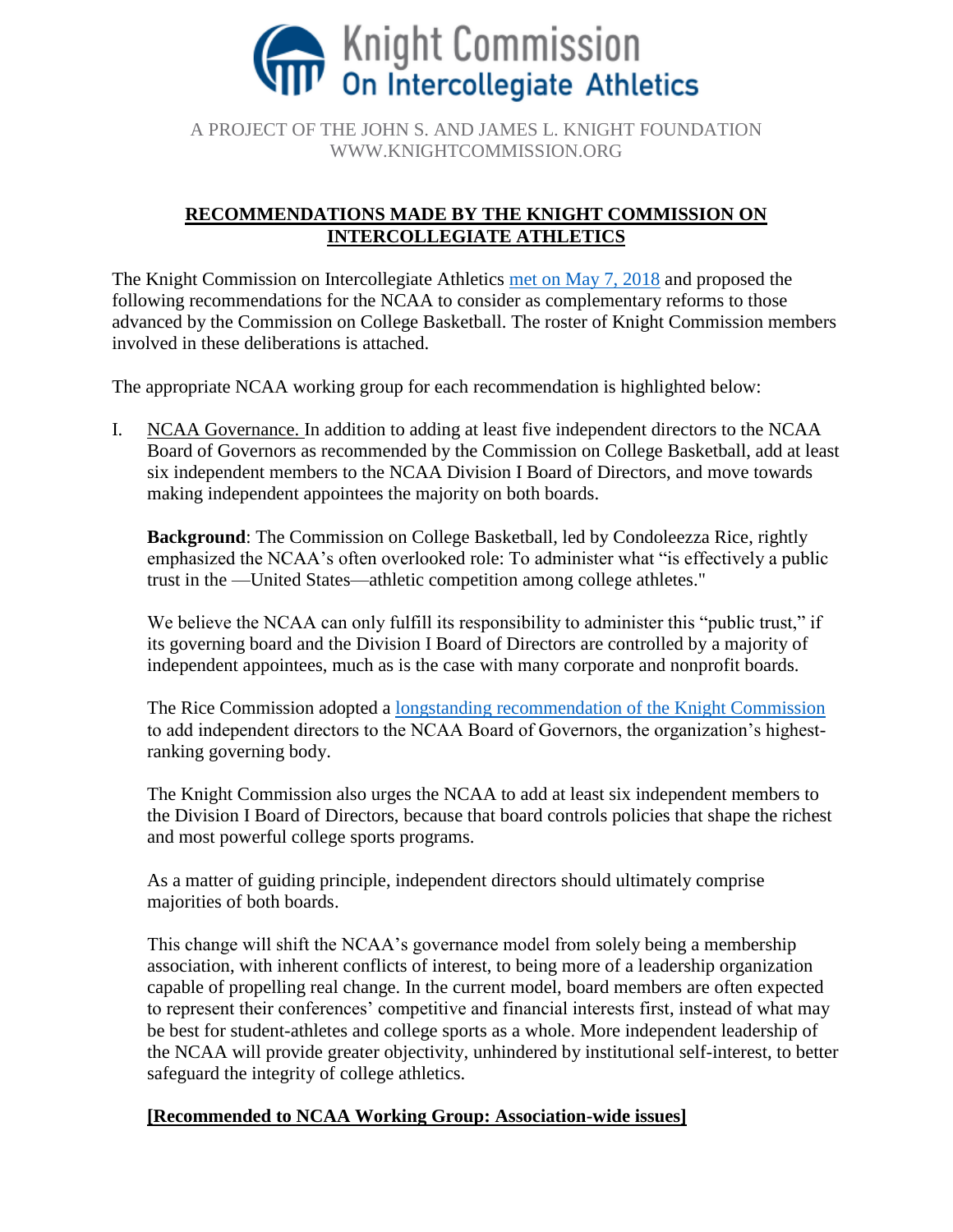# Knight Commission On Intercollegiate Athletics

A PROJECT OF THE JOHN S. AND JAMES L. KNIGHT FOUNDATION
WWW.KNIGHTCOMMISSION.ORG

## RECOMMENDATIONS MADE BY THE KNIGHT COMMISSION ON INTERCOLLEGIATE ATHLETICS

The Knight Commission on Intercollegiate Athletics met on May 7, 2018 and proposed the following recommendations for the NCAA to consider as complementary reforms to those advanced by the Commission on College Basketball. The roster of Knight Commission members involved in these deliberations is attached.

The appropriate NCAA working group for each recommendation is highlighted below:

I. NCAA Governance. In addition to adding at least five independent directors to the NCAA Board of Governors as recommended by the Commission on College Basketball, add at least six independent members to the NCAA Division I Board of Directors, and move towards making independent appointees the majority on both boards.

**Background**: The Commission on College Basketball, led by Condoleezza Rice, rightly emphasized the NCAA's often overlooked role: To administer what "is effectively a public trust in the —United States—athletic competition among college athletes."

We believe the NCAA can only fulfill its responsibility to administer this "public trust," if its governing board and the Division I Board of Directors are controlled by a majority of independent appointees, much as is the case with many corporate and nonprofit boards.

The Rice Commission adopted a longstanding recommendation of the Knight Commission to add independent directors to the NCAA Board of Governors, the organization's highest-ranking governing body.

The Knight Commission also urges the NCAA to add at least six independent members to the Division I Board of Directors, because that board controls policies that shape the richest and most powerful college sports programs.

As a matter of guiding principle, independent directors should ultimately comprise majorities of both boards.

This change will shift the NCAA's governance model from solely being a membership association, with inherent conflicts of interest, to being more of a leadership organization capable of propelling real change. In the current model, board members are often expected to represent their conferences' competitive and financial interests first, instead of what may be best for student-athletes and college sports as a whole. More independent leadership of the NCAA will provide greater objectivity, unhindered by institutional self-interest, to better safeguard the integrity of college athletics.

**[Recommended to NCAA Working Group: Association-wide issues]**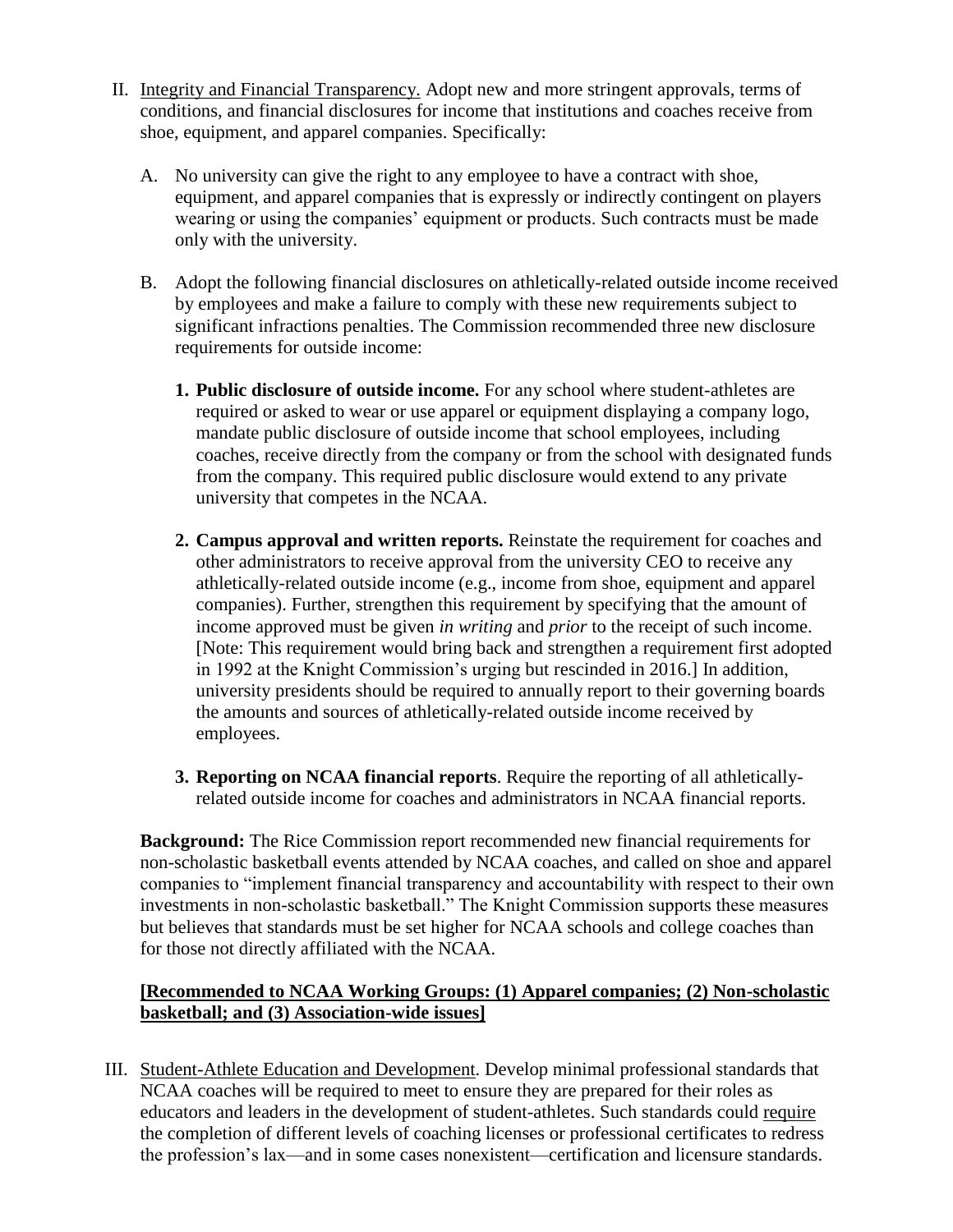II. <u>Integrity and Financial Transparency.</u> Adopt new and more stringent approvals, terms of conditions, and financial disclosures for income that institutions and coaches receive from shoe, equipment, and apparel companies. Specifically:

   A. No university can give the right to any employee to have a contract with shoe, equipment, and apparel companies that is expressly or indirectly contingent on players wearing or using the companies' equipment or products. Such contracts must be made only with the university.

   B. Adopt the following financial disclosures on athletically-related outside income received by employees and make a failure to comply with these new requirements subject to significant infractions penalties. The Commission recommended three new disclosure requirements for outside income:

      1. **Public disclosure of outside income.** For any school where student-athletes are required or asked to wear or use apparel or equipment displaying a company logo, mandate public disclosure of outside income that school employees, including coaches, receive directly from the company or from the school with designated funds from the company. This required public disclosure would extend to any private university that competes in the NCAA.

      2. **Campus approval and written reports.** Reinstate the requirement for coaches and other administrators to receive approval from the university CEO to receive any athletically-related outside income (e.g., income from shoe, equipment and apparel companies). Further, strengthen this requirement by specifying that the amount of income approved must be given *in writing* and *prior* to the receipt of such income. [Note: This requirement would bring back and strengthen a requirement first adopted in 1992 at the Knight Commission's urging but rescinded in 2016.] In addition, university presidents should be required to annually report to their governing boards the amounts and sources of athletically-related outside income received by employees.

      3. **Reporting on NCAA financial reports**. Require the reporting of all athletically-related outside income for coaches and administrators in NCAA financial reports.

   **Background:** The Rice Commission report recommended new financial requirements for non-scholastic basketball events attended by NCAA coaches, and called on shoe and apparel companies to "implement financial transparency and accountability with respect to their own investments in non-scholastic basketball." The Knight Commission supports these measures but believes that standards must be set higher for NCAA schools and college coaches than for those not directly affiliated with the NCAA.

   <u>**[Recommended to NCAA Working Groups: (1) Apparel companies; (2) Non-scholastic basketball; and (3) Association-wide issues]**</u>

III. <u>Student-Athlete Education and Development</u>. Develop minimal professional standards that NCAA coaches will be required to meet to ensure they are prepared for their roles as educators and leaders in the development of student-athletes. Such standards could <u>require</u> the completion of different levels of coaching licenses or professional certificates to redress the profession's lax—and in some cases nonexistent—certification and licensure standards.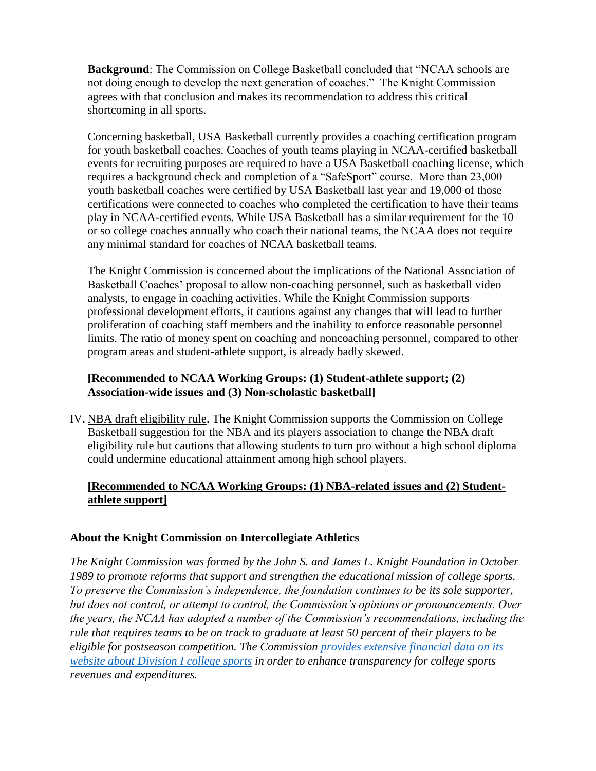**Background**: The Commission on College Basketball concluded that "NCAA schools are not doing enough to develop the next generation of coaches." The Knight Commission agrees with that conclusion and makes its recommendation to address this critical shortcoming in all sports.

Concerning basketball, USA Basketball currently provides a coaching certification program for youth basketball coaches. Coaches of youth teams playing in NCAA-certified basketball events for recruiting purposes are required to have a USA Basketball coaching license, which requires a background check and completion of a "SafeSport" course. More than 23,000 youth basketball coaches were certified by USA Basketball last year and 19,000 of those certifications were connected to coaches who completed the certification to have their teams play in NCAA-certified events. While USA Basketball has a similar requirement for the 10 or so college coaches annually who coach their national teams, the NCAA does not <u>require</u> any minimal standard for coaches of NCAA basketball teams.

The Knight Commission is concerned about the implications of the National Association of Basketball Coaches' proposal to allow non-coaching personnel, such as basketball video analysts, to engage in coaching activities. While the Knight Commission supports professional development efforts, it cautions against any changes that will lead to further proliferation of coaching staff members and the inability to enforce reasonable personnel limits. The ratio of money spent on coaching and noncoaching personnel, compared to other program areas and student-athlete support, is already badly skewed.

**[Recommended to NCAA Working Groups: (1) Student-athlete support; (2) Association-wide issues and (3) Non-scholastic basketball]**

IV. <u>NBA draft eligibility rule</u>. The Knight Commission supports the Commission on College Basketball suggestion for the NBA and its players association to change the NBA draft eligibility rule but cautions that allowing students to turn pro without a high school diploma could undermine educational attainment among high school players.

<u>**[Recommended to NCAA Working Groups: (1) NBA-related issues and (2) Student-athlete support]**</u>

**About the Knight Commission on Intercollegiate Athletics**

*The Knight Commission was formed by the John S. and James L. Knight Foundation in October 1989 to promote reforms that support and strengthen the educational mission of college sports. To preserve the Commission's independence, the foundation continues to be its sole supporter, but does not control, or attempt to control, the Commission's opinions or pronouncements. Over the years, the NCAA has adopted a number of the Commission's recommendations, including the rule that requires teams to be on track to graduate at least 50 percent of their players to be eligible for postseason competition. The Commission provides extensive financial data on its website about Division I college sports in order to enhance transparency for college sports revenues and expenditures.*